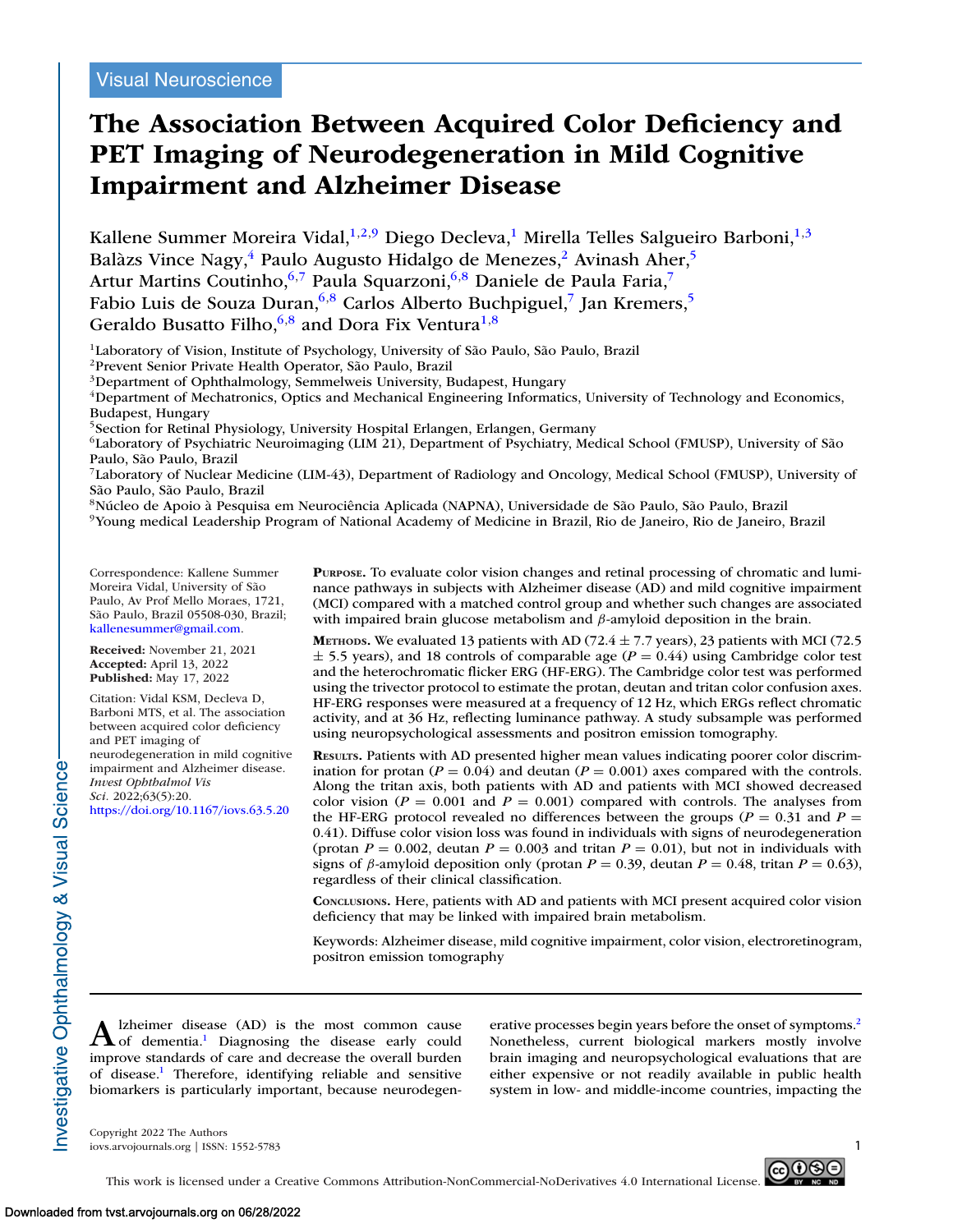Visual Neuroscience

# The Association Between Acquired Color Deficiency and PET Imaging of Neurodegeneration in Mild Cognitive Impairment and Alzheimer Disease

Kallene Summer Moreira Vidal,[1,2,9] Diego Decleva,[1] Mirella Telles Salgueiro Barboni,[1,3] Balàzs Vince Nagy,[4] Paulo Augusto Hidalgo de Menezes,[2] Avinash Aher,[5] Artur Martins Coutinho,[6,7] Paula Squarzoni,[6,8] Daniele de Paula Faria,[7] Fabio Luis de Souza Duran,[6,8] Carlos Alberto Buchpiguel,[7] Jan Kremers,[5] Geraldo Busatto Filho,[6,8] and Dora Fix Ventura[1,8]

[1]Laboratory of Vision, Institute of Psychology, University of São Paulo, São Paulo, Brazil
[2]Prevent Senior Private Health Operator, São Paulo, Brazil
[3]Department of Ophthalmology, Semmelweis University, Budapest, Hungary
[4]Department of Mechatronics, Optics and Mechanical Engineering Informatics, University of Technology and Economics, Budapest, Hungary
[5]Section for Retinal Physiology, University Hospital Erlangen, Erlangen, Germany
[6]Laboratory of Psychiatric Neuroimaging (LIM 21), Department of Psychiatry, Medical School (FMUSP), University of São Paulo, São Paulo, Brazil
[7]Laboratory of Nuclear Medicine (LIM-43), Department of Radiology and Oncology, Medical School (FMUSP), University of São Paulo, São Paulo, Brazil
[8]Núcleo de Apoio à Pesquisa em Neurociência Aplicada (NAPNA), Universidade de São Paulo, São Paulo, Brazil
[9]Young medical Leadership Program of National Academy of Medicine in Brazil, Rio de Janeiro, Rio de Janeiro, Brazil

Correspondence: Kallene Summer Moreira Vidal, University of São Paulo, Av Prof Mello Moraes, 1721, São Paulo, Brazil 05508-030, Brazil; kallenesummer@gmail.com.

**Received:** November 21, 2021
**Accepted:** April 13, 2022
**Published:** May 17, 2022

Citation: Vidal KSM, Decleva D, Barboni MTS, et al. The association between acquired color deficiency and PET imaging of neurodegeneration in mild cognitive impairment and Alzheimer disease. *Invest Ophthalmol Vis Sci.* 2022;63(5):20. https://doi.org/10.1167/iovs.63.5.20

**Purpose.** To evaluate color vision changes and retinal processing of chromatic and luminance pathways in subjects with Alzheimer disease (AD) and mild cognitive impairment (MCI) compared with a matched control group and whether such changes are associated with impaired brain glucose metabolism and $\beta$-amyloid deposition in the brain.

**Methods.** We evaluated 13 patients with AD (72.4 ± 7.7 years), 23 patients with MCI (72.5 ± 5.5 years), and 18 controls of comparable age ($P = 0.44$) using Cambridge color test and the heterochromatic flicker ERG (HF-ERG). The Cambridge color test was performed using the trivector protocol to estimate the protan, deutan and tritan color confusion axes. HF-ERG responses were measured at a frequency of 12 Hz, which ERGs reflect chromatic activity, and at 36 Hz, reflecting luminance pathway. A study subsample was performed using neuropsychological assessments and positron emission tomography.

**Results.** Patients with AD presented higher mean values indicating poorer color discrimination for protan ($P = 0.04$) and deutan ($P = 0.001$) axes compared with the controls. Along the tritan axis, both patients with AD and patients with MCI showed decreased color vision ($P = 0.001$ and $P = 0.001$) compared with controls. The analyses from the HF-ERG protocol revealed no differences between the groups ($P = 0.31$ and $P = 0.41$). Diffuse color vision loss was found in individuals with signs of neurodegeneration (protan $P = 0.002$, deutan $P = 0.003$ and tritan $P = 0.01$), but not in individuals with signs of $\beta$-amyloid deposition only (protan $P = 0.39$, deutan $P = 0.48$, tritan $P = 0.63$), regardless of their clinical classification.

**Conclusions.** Here, patients with AD and patients with MCI present acquired color vision deficiency that may be linked with impaired brain metabolism.

Keywords: Alzheimer disease, mild cognitive impairment, color vision, electroretinogram, positron emission tomography

Alzheimer disease (AD) is the most common cause of dementia.[1] Diagnosing the disease early could improve standards of care and decrease the overall burden of disease.[1] Therefore, identifying reliable and sensitive biomarkers is particularly important, because neurodegenerative processes begin years before the onset of symptoms.[2] Nonetheless, current biological markers mostly involve brain imaging and neuropsychological evaluations that are either expensive or not readily available in public health system in low- and middle-income countries, impacting the

Copyright 2022 The Authors
iovs.arvojournals.org | ISSN: 1552-5783

This work is licensed under a Creative Commons Attribution-NonCommercial-NoDerivatives 4.0 International License.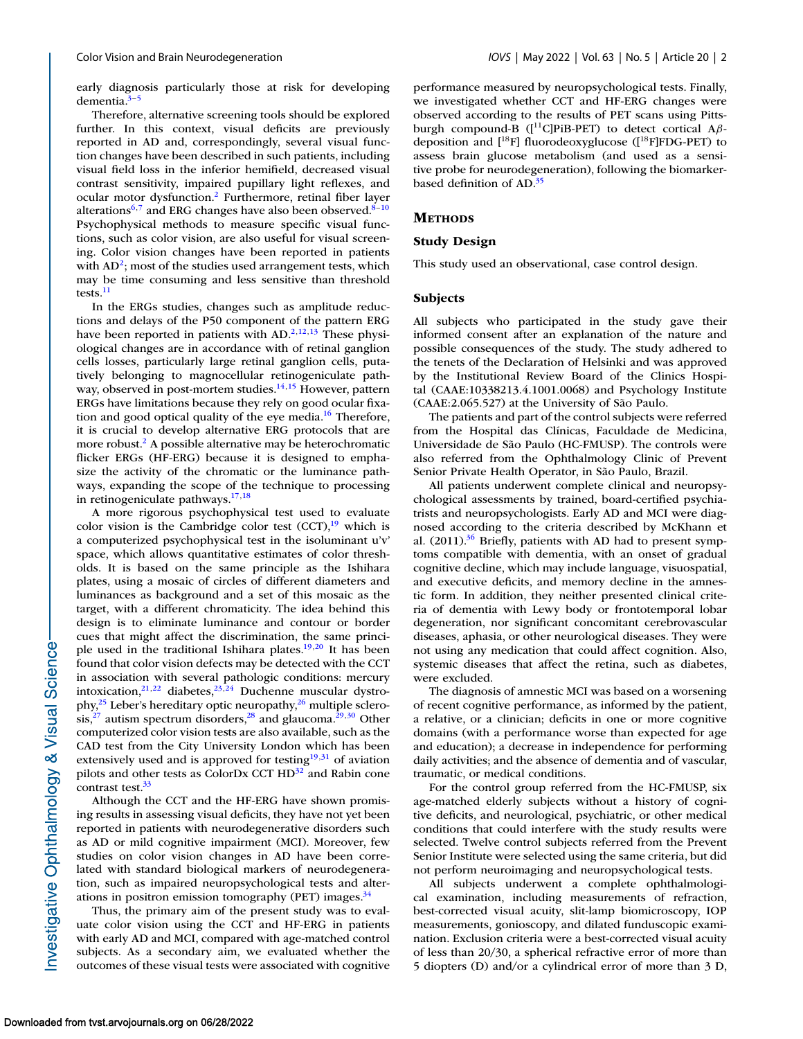early diagnosis particularly those at risk for developing dementia.[3–5]

Therefore, alternative screening tools should be explored further. In this context, visual deficits are previously reported in AD and, correspondingly, several visual function changes have been described in such patients, including visual field loss in the inferior hemifield, decreased visual contrast sensitivity, impaired pupillary light reflexes, and ocular motor dysfunction.[2] Furthermore, retinal fiber layer alterations[6,7] and ERG changes have also been observed.[8–10] Psychophysical methods to measure specific visual functions, such as color vision, are also useful for visual screening. Color vision changes have been reported in patients with AD[2]; most of the studies used arrangement tests, which may be time consuming and less sensitive than threshold tests.[11]

In the ERGs studies, changes such as amplitude reductions and delays of the P50 component of the pattern ERG have been reported in patients with AD.[2,12,13] These physiological changes are in accordance with of retinal ganglion cells losses, particularly large retinal ganglion cells, putatively belonging to magnocellular retinogeniculate pathway, observed in post-mortem studies.[14,15] However, pattern ERGs have limitations because they rely on good ocular fixation and good optical quality of the eye media.[16] Therefore, it is crucial to develop alternative ERG protocols that are more robust.[2] A possible alternative may be heterochromatic flicker ERGs (HF-ERG) because it is designed to emphasize the activity of the chromatic or the luminance pathways, expanding the scope of the technique to processing in retinogeniculate pathways.[17,18]

A more rigorous psychophysical test used to evaluate color vision is the Cambridge color test (CCT),[19] which is a computerized psychophysical test in the isoluminant u′v′ space, which allows quantitative estimates of color thresholds. It is based on the same principle as the Ishihara plates, using a mosaic of circles of different diameters and luminances as background and a set of this mosaic as the target, with a different chromaticity. The idea behind this design is to eliminate luminance and contour or border cues that might affect the discrimination, the same principle used in the traditional Ishihara plates.[19,20] It has been found that color vision defects may be detected with the CCT in association with several pathologic conditions: mercury intoxication,[21,22] diabetes,[23,24] Duchenne muscular dystrophy,[25] Leber's hereditary optic neuropathy,[26] multiple sclerosis,[27] autism spectrum disorders,[28] and glaucoma.[29,30] Other computerized color vision tests are also available, such as the CAD test from the City University London which has been extensively used and is approved for testing[19,31] of aviation pilots and other tests as ColorDx CCT HD[32] and Rabin cone contrast test.[33]

Although the CCT and the HF-ERG have shown promising results in assessing visual deficits, they have not yet been reported in patients with neurodegenerative disorders such as AD or mild cognitive impairment (MCI). Moreover, few studies on color vision changes in AD have been correlated with standard biological markers of neurodegeneration, such as impaired neuropsychological tests and alterations in positron emission tomography (PET) images.[34]

Thus, the primary aim of the present study was to evaluate color vision using the CCT and HF-ERG in patients with early AD and MCI, compared with age-matched control subjects. As a secondary aim, we evaluated whether the outcomes of these visual tests were associated with cognitive performance measured by neuropsychological tests. Finally, we investigated whether CCT and HF-ERG changes were observed according to the results of PET scans using Pittsburgh compound-B ([$^{11}$C]PiB-PET) to detect cortical A$\beta$-deposition and [$^{18}$F] fluorodeoxyglucose ([$^{18}$F]FDG-PET) to assess brain glucose metabolism (and used as a sensitive probe for neurodegeneration), following the biomarker-based definition of AD.[35]

## Methods

### Study Design

This study used an observational, case control design.

### Subjects

All subjects who participated in the study gave their informed consent after an explanation of the nature and possible consequences of the study. The study adhered to the tenets of the Declaration of Helsinki and was approved by the Institutional Review Board of the Clinics Hospital (CAAE:10338213.4.1001.0068) and Psychology Institute (CAAE:2.065.527) at the University of São Paulo.

The patients and part of the control subjects were referred from the Hospital das Clínicas, Faculdade de Medicina, Universidade de São Paulo (HC-FMUSP). The controls were also referred from the Ophthalmology Clinic of Prevent Senior Private Health Operator, in São Paulo, Brazil.

All patients underwent complete clinical and neuropsychological assessments by trained, board-certified psychiatrists and neuropsychologists. Early AD and MCI were diagnosed according to the criteria described by McKhann et al. (2011).[36] Briefly, patients with AD had to present symptoms compatible with dementia, with an onset of gradual cognitive decline, which may include language, visuospatial, and executive deficits, and memory decline in the amnestic form. In addition, they neither presented clinical criteria of dementia with Lewy body or frontotemporal lobar degeneration, nor significant concomitant cerebrovascular diseases, aphasia, or other neurological diseases. They were not using any medication that could affect cognition. Also, systemic diseases that affect the retina, such as diabetes, were excluded.

The diagnosis of amnestic MCI was based on a worsening of recent cognitive performance, as informed by the patient, a relative, or a clinician; deficits in one or more cognitive domains (with a performance worse than expected for age and education); a decrease in independence for performing daily activities; and the absence of dementia and of vascular, traumatic, or medical conditions.

For the control group referred from the HC-FMUSP, six age-matched elderly subjects without a history of cognitive deficits, and neurological, psychiatric, or other medical conditions that could interfere with the study results were selected. Twelve control subjects referred from the Prevent Senior Institute were selected using the same criteria, but did not perform neuroimaging and neuropsychological tests.

All subjects underwent a complete ophthalmological examination, including measurements of refraction, best-corrected visual acuity, slit-lamp biomicroscopy, IOP measurements, gonioscopy, and dilated funduscopic examination. Exclusion criteria were a best-corrected visual acuity of less than 20/30, a spherical refractive error of more than 5 diopters (D) and/or a cylindrical error of more than 3 D,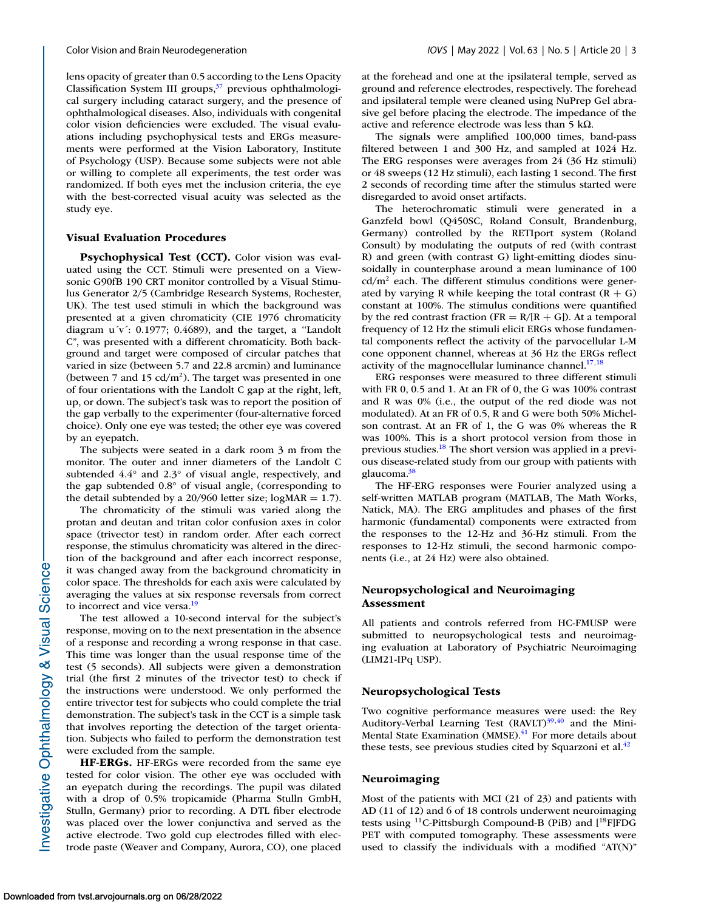lens opacity of greater than 0.5 according to the Lens Opacity Classification System III groups,[37] previous ophthalmological surgery including cataract surgery, and the presence of ophthalmological diseases. Also, individuals with congenital color vision deficiencies were excluded. The visual evaluations including psychophysical tests and ERGs measurements were performed at the Vision Laboratory, Institute of Psychology (USP). Because some subjects were not able or willing to complete all experiments, the test order was randomized. If both eyes met the inclusion criteria, the eye with the best-corrected visual acuity was selected as the study eye.

### Visual Evaluation Procedures

**Psychophysical Test (CCT).** Color vision was evaluated using the CCT. Stimuli were presented on a Viewsonic G90fB 190 CRT monitor controlled by a Visual Stimulus Generator 2/5 (Cambridge Research Systems, Rochester, UK). The test used stimuli in which the background was presented at a given chromaticity (CIE 1976 chromaticity diagram u´v´: 0.1977; 0.4689), and the target, a "Landolt C", was presented with a different chromaticity. Both background and target were composed of circular patches that varied in size (between 5.7 and 22.8 arcmin) and luminance (between 7 and 15 cd/m$^2$). The target was presented in one of four orientations with the Landolt C gap at the right, left, up, or down. The subject's task was to report the position of the gap verbally to the experimenter (four-alternative forced choice). Only one eye was tested; the other eye was covered by an eyepatch.

The subjects were seated in a dark room 3 m from the monitor. The outer and inner diameters of the Landolt C subtended 4.4° and 2.3° of visual angle, respectively, and the gap subtended 0.8° of visual angle, (corresponding to the detail subtended by a 20/960 letter size; logMAR = 1.7).

The chromaticity of the stimuli was varied along the protan and deutan and tritan color confusion axes in color space (trivector test) in random order. After each correct response, the stimulus chromaticity was altered in the direction of the background and after each incorrect response, it was changed away from the background chromaticity in color space. The thresholds for each axis were calculated by averaging the values at six response reversals from correct to incorrect and vice versa.[19]

The test allowed a 10-second interval for the subject's response, moving on to the next presentation in the absence of a response and recording a wrong response in that case. This time was longer than the usual response time of the test (5 seconds). All subjects were given a demonstration trial (the first 2 minutes of the trivector test) to check if the instructions were understood. We only performed the entire trivector test for subjects who could complete the trial demonstration. The subject's task in the CCT is a simple task that involves reporting the detection of the target orientation. Subjects who failed to perform the demonstration test were excluded from the sample.

**HF-ERGs.** HF-ERGs were recorded from the same eye tested for color vision. The other eye was occluded with an eyepatch during the recordings. The pupil was dilated with a drop of 0.5% tropicamide (Pharma Stulln GmbH, Stulln, Germany) prior to recording. A DTL fiber electrode was placed over the lower conjunctiva and served as the active electrode. Two gold cup electrodes filled with electrode paste (Weaver and Company, Aurora, CO), one placed at the forehead and one at the ipsilateral temple, served as ground and reference electrodes, respectively. The forehead and ipsilateral temple were cleaned using NuPrep Gel abrasive gel before placing the electrode. The impedance of the active and reference electrode was less than 5 kΩ.

The signals were amplified 100,000 times, band-pass filtered between 1 and 300 Hz, and sampled at 1024 Hz. The ERG responses were averages from 24 (36 Hz stimuli) or 48 sweeps (12 Hz stimuli), each lasting 1 second. The first 2 seconds of recording time after the stimulus started were disregarded to avoid onset artifacts.

The heterochromatic stimuli were generated in a Ganzfeld bowl (Q450SC, Roland Consult, Brandenburg, Germany) controlled by the RETIport system (Roland Consult) by modulating the outputs of red (with contrast R) and green (with contrast G) light-emitting diodes sinusoidally in counterphase around a mean luminance of 100 cd/m$^2$ each. The different stimulus conditions were generated by varying R while keeping the total contrast (R + G) constant at 100%. The stimulus conditions were quantified by the red contrast fraction (FR = R/[R + G]). At a temporal frequency of 12 Hz the stimuli elicit ERGs whose fundamental components reflect the activity of the parvocellular L-M cone opponent channel, whereas at 36 Hz the ERGs reflect activity of the magnocellular luminance channel.[17,18]

ERG responses were measured to three different stimuli with FR 0, 0.5 and 1. At an FR of 0, the G was 100% contrast and R was 0% (i.e., the output of the red diode was not modulated). At an FR of 0.5, R and G were both 50% Michelson contrast. At an FR of 1, the G was 0% whereas the R was 100%. This is a short protocol version from those in previous studies.[18] The short version was applied in a previous disease-related study from our group with patients with glaucoma.[38]

The HF-ERG responses were Fourier analyzed using a self-written MATLAB program (MATLAB, The Math Works, Natick, MA). The ERG amplitudes and phases of the first harmonic (fundamental) components were extracted from the responses to the 12-Hz and 36-Hz stimuli. From the responses to 12-Hz stimuli, the second harmonic components (i.e., at 24 Hz) were also obtained.

### Neuropsychological and Neuroimaging Assessment

All patients and controls referred from HC-FMUSP were submitted to neuropsychological tests and neuroimaging evaluation at Laboratory of Psychiatric Neuroimaging (LIM21-IPq USP).

### Neuropsychological Tests

Two cognitive performance measures were used: the Rey Auditory-Verbal Learning Test (RAVLT)[39,40] and the Mini-Mental State Examination (MMSE).[41] For more details about these tests, see previous studies cited by Squarzoni et al.[42]

### Neuroimaging

Most of the patients with MCI (21 of 23) and patients with AD (11 of 12) and 6 of 18 controls underwent neuroimaging tests using $^{11}$C-Pittsburgh Compound-B (PiB) and [$^{18}$F]FDG PET with computed tomography. These assessments were used to classify the individuals with a modified "AT(N)"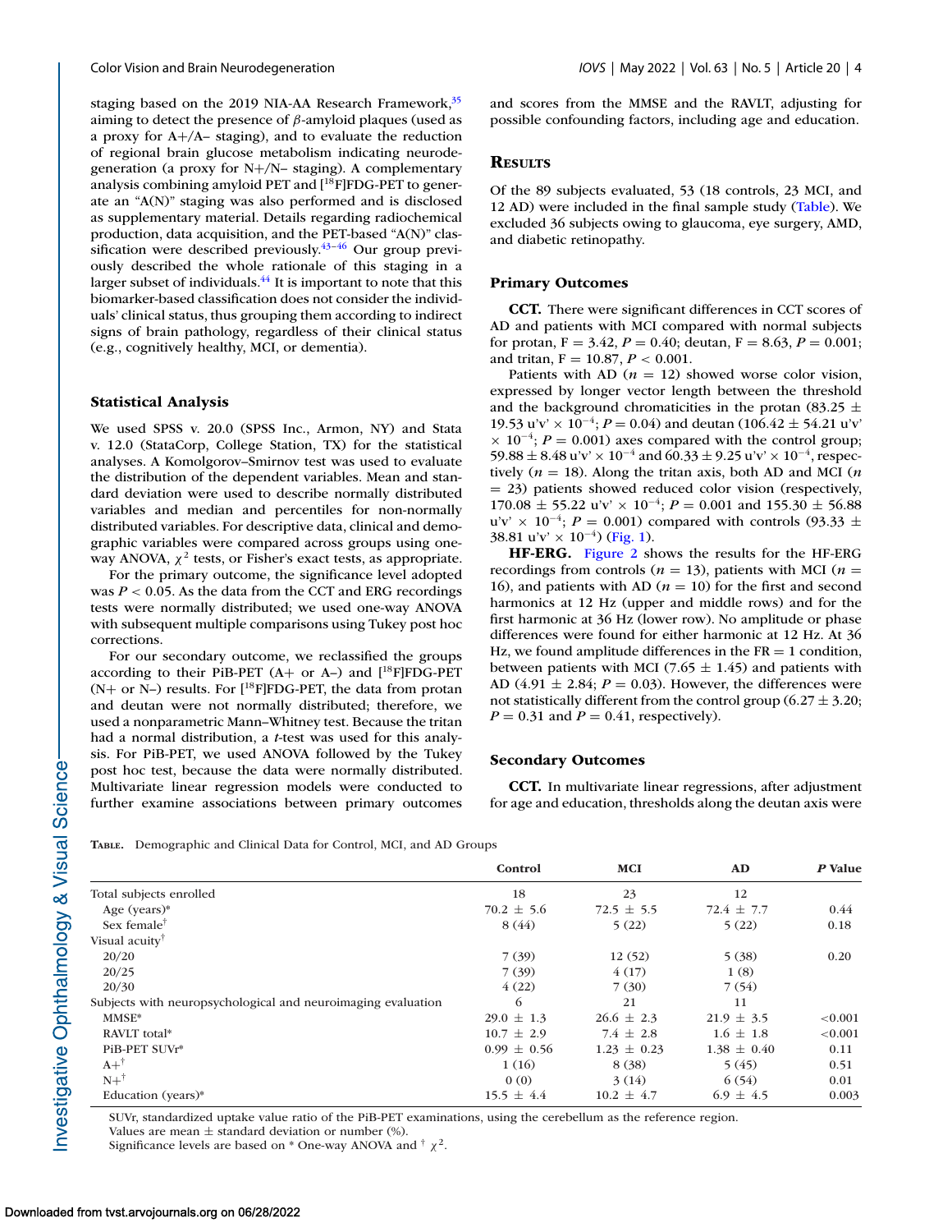staging based on the 2019 NIA-AA Research Framework,[35] aiming to detect the presence of $\beta$-amyloid plaques (used as a proxy for A+/A– staging), and to evaluate the reduction of regional brain glucose metabolism indicating neurodegeneration (a proxy for N+/N– staging). A complementary analysis combining amyloid PET and [$^{18}$F]FDG-PET to generate an "A(N)" staging was also performed and is disclosed as supplementary material. Details regarding radiochemical production, data acquisition, and the PET-based "A(N)" classification were described previously.[43–46] Our group previously described the whole rationale of this staging in a larger subset of individuals.[44] It is important to note that this biomarker-based classification does not consider the individuals' clinical status, thus grouping them according to indirect signs of brain pathology, regardless of their clinical status (e.g., cognitively healthy, MCI, or dementia).

### Statistical Analysis

We used SPSS v. 20.0 (SPSS Inc., Armon, NY) and Stata v. 12.0 (StataCorp, College Station, TX) for the statistical analyses. A Komolgorov–Smirnov test was used to evaluate the distribution of the dependent variables. Mean and standard deviation were used to describe normally distributed variables and median and percentiles for non-normally distributed variables. For descriptive data, clinical and demographic variables were compared across groups using one-way ANOVA, $\chi^2$ tests, or Fisher's exact tests, as appropriate.

For the primary outcome, the significance level adopted was $P < 0.05$. As the data from the CCT and ERG recordings tests were normally distributed; we used one-way ANOVA with subsequent multiple comparisons using Tukey post hoc corrections.

For our secondary outcome, we reclassified the groups according to their PiB-PET (A+ or A–) and [$^{18}$F]FDG-PET (N+ or N–) results. For [$^{18}$F]FDG-PET, the data from protan and deutan were not normally distributed; therefore, we used a nonparametric Mann–Whitney test. Because the tritan had a normal distribution, a $t$-test was used for this analysis. For PiB-PET, we used ANOVA followed by the Tukey post hoc test, because the data were normally distributed. Multivariate linear regression models were conducted to further examine associations between primary outcomes and scores from the MMSE and the RAVLT, adjusting for possible confounding factors, including age and education.

## Results

Of the 89 subjects evaluated, 53 (18 controls, 23 MCI, and 12 AD) were included in the final sample study (Table). We excluded 36 subjects owing to glaucoma, eye surgery, AMD, and diabetic retinopathy.

### Primary Outcomes

**CCT.** There were significant differences in CCT scores of AD and patients with MCI compared with normal subjects for protan, F = 3.42, $P = 0.40$; deutan, F = 8.63, $P = 0.001$; and tritan, F = 10.87, $P < 0.001$.

Patients with AD ($n = 12$) showed worse color vision, expressed by longer vector length between the threshold and the background chromaticities in the protan (83.25 $\pm$ 19.53 u'v' $\times$ $10^{-4}$; $P = 0.04$) and deutan (106.42 $\pm$ 54.21 u'v' $\times$ $10^{-4}$; $P = 0.001$) axes compared with the control group; 59.88 $\pm$ 8.48 u'v' $\times$ $10^{-4}$ and 60.33 $\pm$ 9.25 u'v' $\times$ $10^{-4}$, respectively ($n = 18$). Along the tritan axis, both AD and MCI ($n = 23$) patients showed reduced color vision (respectively, 170.08 $\pm$ 55.22 u'v' $\times$ $10^{-4}$; $P = 0.001$ and 155.30 $\pm$ 56.88 u'v' $\times$ $10^{-4}$; $P = 0.001$) compared with controls (93.33 $\pm$ 38.81 u'v' $\times$ $10^{-4}$) (Fig. 1).

**HF-ERG.** Figure 2 shows the results for the HF-ERG recordings from controls ($n = 13$), patients with MCI ($n = 16$), and patients with AD ($n = 10$) for the first and second harmonics at 12 Hz (upper and middle rows) and for the first harmonic at 36 Hz (lower row). No amplitude or phase differences were found for either harmonic at 12 Hz. At 36 Hz, we found amplitude differences in the FR = 1 condition, between patients with MCI (7.65 $\pm$ 1.45) and patients with AD (4.91 $\pm$ 2.84; $P = 0.03$). However, the differences were not statistically different from the control group (6.27 $\pm$ 3.20; $P = 0.31$ and $P = 0.41$, respectively).

### Secondary Outcomes

**CCT.** In multivariate linear regressions, after adjustment for age and education, thresholds along the deutan axis were

**Table.** Demographic and Clinical Data for Control, MCI, and AD Groups

| | Control | MCI | AD | *P* Value |
|---|---|---|---|---|
| Total subjects enrolled | 18 | 23 | 12 | |
| Age (years)* | 70.2 $\pm$ 5.6 | 72.5 $\pm$ 5.5 | 72.4 $\pm$ 7.7 | 0.44 |
| Sex female[†] | 8 (44) | 5 (22) | 5 (22) | 0.18 |
| Visual acuity[†] | | | | |
| 20/20 | 7 (39) | 12 (52) | 5 (38) | 0.20 |
| 20/25 | 7 (39) | 4 (17) | 1 (8) | |
| 20/30 | 4 (22) | 7 (30) | 7 (54) | |
| Subjects with neuropsychological and neuroimaging evaluation | 6 | 21 | 11 | |
| MMSE* | 29.0 $\pm$ 1.3 | 26.6 $\pm$ 2.3 | 21.9 $\pm$ 3.5 | <0.001 |
| RAVLT total* | 10.7 $\pm$ 2.9 | 7.4 $\pm$ 2.8 | 1.6 $\pm$ 1.8 | <0.001 |
| PiB-PET SUVr* | 0.99 $\pm$ 0.56 | 1.23 $\pm$ 0.23 | 1.38 $\pm$ 0.40 | 0.11 |
| A+[†] | 1 (16) | 8 (38) | 5 (45) | 0.51 |
| N+[†] | 0 (0) | 3 (14) | 6 (54) | 0.01 |
| Education (years)* | 15.5 $\pm$ 4.4 | 10.2 $\pm$ 4.7 | 6.9 $\pm$ 4.5 | 0.003 |

SUVr, standardized uptake value ratio of the PiB-PET examinations, using the cerebellum as the reference region.
Values are mean $\pm$ standard deviation or number (%).
Significance levels are based on * One-way ANOVA and [†] $\chi^2$.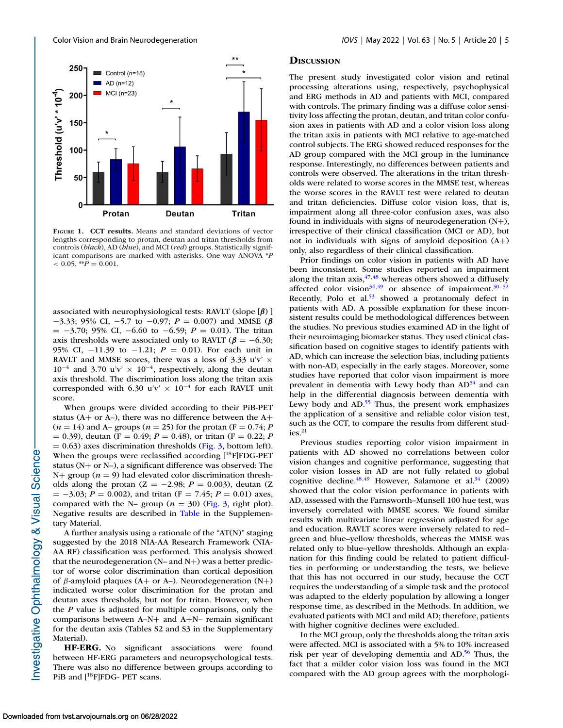**Figure 1. CCT results.** Means and standard deviations of vector lengths corresponding to protan, deutan and tritan thresholds from controls (*black*), AD (*blue*), and MCI (*red*) groups. Statistically significant comparisons are marked with asterisks. One-way ANOVA $^*P < 0.05$, $^{**}P = 0.001$.

associated with neurophysiological tests: RAVLT (slope [$\beta$) ] −3.33; 95% CI, −5.7 to −0.97; $P = 0.007$) and MMSE ($\beta = -3.70$; 95% CI, −6.60 to −6.59; $P = 0.01$). The tritan axis thresholds were associated only to RAVLT ($\beta = -6.30$; 95% CI, −11.39 to −1.21; $P = 0.01$). For each unit in RAVLT and MMSE scores, there was a loss of 3.33 u'v' $\times 10^{-4}$ and 3.70 u'v' $\times 10^{-4}$, respectively, along the deutan axis threshold. The discrimination loss along the tritan axis corresponded with 6.30 u'v' $\times 10^{-4}$ for each RAVLT unit score.

When groups were divided according to their PiB-PET status (A+ or A–), there was no difference between the A+ ($n = 14$) and A– groups ($n = 25$) for the protan ($F = 0.74$; $P = 0.39$), deutan ($F = 0.49$; $P = 0.48$), or tritan ($F = 0.22$; $P = 0.63$) axes discrimination thresholds (Fig. 3, bottom left). When the groups were reclassified according [$^{18}$F]FDG-PET status (N+ or N–), a significant difference was observed: The N+ group ($n = 9$) had elevated color discrimination thresholds along the protan ($Z = -2.98$; $P = 0.003$), deutan ($Z = -3.03$; $P = 0.002$), and tritan ($F = 7.45$; $P = 0.01$) axes, compared with the N– group ($n = 30$) (Fig. 3, right plot). Negative results are described in Table in the Supplementary Material.

A further analysis using a rationale of the "AT(N)" staging suggested by the 2018 NIA-AA Research Framework (NIA-AA RF) classification was performed. This analysis showed that the neurodegeneration (N– and N+) was a better predictor of worse color discrimination than cortical deposition of $\beta$-amyloid plaques (A+ or A–). Neurodegeneration (N+) indicated worse color discrimination for the protan and deutan axes thresholds, but not for tritan. However, when the $P$ value is adjusted for multiple comparisons, only the comparisons between A–N+ and A+N– remain significant for the deutan axis (Tables S2 and S3 in the Supplementary Material).

**HF-ERG.** No significant associations were found between HF-ERG parameters and neuropsychological tests. There was also no difference between groups according to PiB and [$^{18}$F]FDG- PET scans.

## Discussion

The present study investigated color vision and retinal processing alterations using, respectively, psychophysical and ERG methods in AD and patients with MCI, compared with controls. The primary finding was a diffuse color sensitivity loss affecting the protan, deutan, and tritan color confusion axes in patients with AD and a color vision loss along the tritan axis in patients with MCI relative to age-matched control subjects. The ERG showed reduced responses for the AD group compared with the MCI group in the luminance response. Interestingly, no differences between patients and controls were observed. The alterations in the tritan thresholds were related to worse scores in the MMSE test, whereas the worse scores in the RAVLT test were related to deutan and tritan deficiencies. Diffuse color vision loss, that is, impairment along all three-color confusion axes, was also found in individuals with signs of neurodegeneration (N+), irrespective of their clinical classification (MCI or AD), but not in individuals with signs of amyloid deposition (A+) only, also regardless of their clinical classification.

Prior findings on color vision in patients with AD have been inconsistent. Some studies reported an impairment along the tritan axis,[47,48] whereas others showed a diffusely affected color vision[34,49] or absence of impairment.[50–52] Recently, Polo et al.[53] showed a protanomaly defect in patients with AD. A possible explanation for these inconsistent results could be methodological differences between the studies. No previous studies examined AD in the light of their neuroimaging biomarker status. They used clinical classification based on cognitive stages to identify patients with AD, which can increase the selection bias, including patients with non-AD, especially in the early stages. Moreover, some studies have reported that color vison impairment is more prevalent in dementia with Lewy body than AD[54] and can help in the differential diagnosis between dementia with Lewy body and AD.[55] Thus, the present work emphasizes the application of a sensitive and reliable color vision test, such as the CCT, to compare the results from different studies.[21]

Previous studies reporting color vision impairment in patients with AD showed no correlations between color vision changes and cognitive performance, suggesting that color vision losses in AD are not fully related to global cognitive decline.[48,49] However, Salamone et al.[34] (2009) showed that the color vision performance in patients with AD, assessed with the Farnsworth–Munsell 100 hue test, was inversely correlated with MMSE scores. We found similar results with multivariate linear regression adjusted for age and education. RAVLT scores were inversely related to red–green and blue–yellow thresholds, whereas the MMSE was related only to blue–yellow thresholds. Although an explanation for this finding could be related to patient difficulties in performing or understanding the tests, we believe that this has not occurred in our study, because the CCT requires the understanding of a simple task and the protocol was adapted to the elderly population by allowing a longer response time, as described in the Methods. In addition, we evaluated patients with MCI and mild AD; therefore, patients with higher cognitive declines were excluded.

In the MCI group, only the thresholds along the tritan axis were affected. MCI is associated with a 5% to 10% increased risk per year of developing dementia and AD.[56] Thus, the fact that a milder color vision loss was found in the MCI compared with the AD group agrees with the morphologi-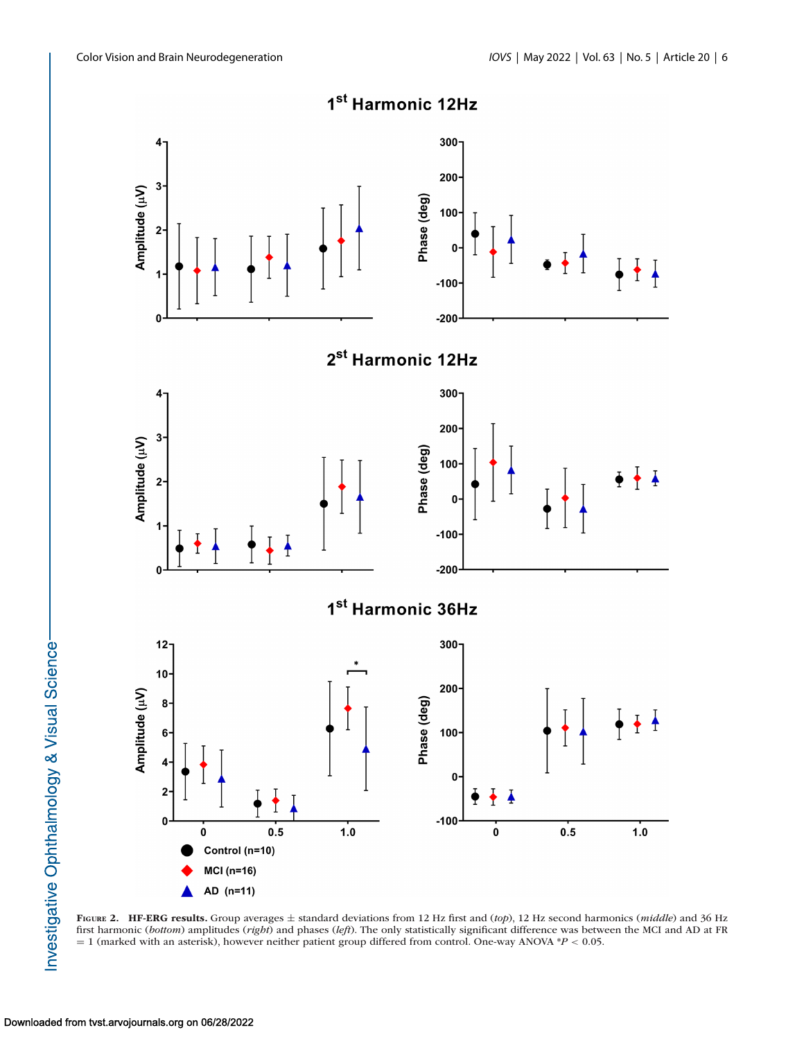**Figure 2.** **HF-ERG results.** Group averages ± standard deviations from 12 Hz first and (*top*), 12 Hz second harmonics (*middle*) and 36 Hz first harmonic (*bottom*) amplitudes (*right*) and phases (*left*). The only statistically significant difference was between the MCI and AD at FR = 1 (marked with an asterisk), however neither patient group differed from control. One-way ANOVA *$P < 0.05$.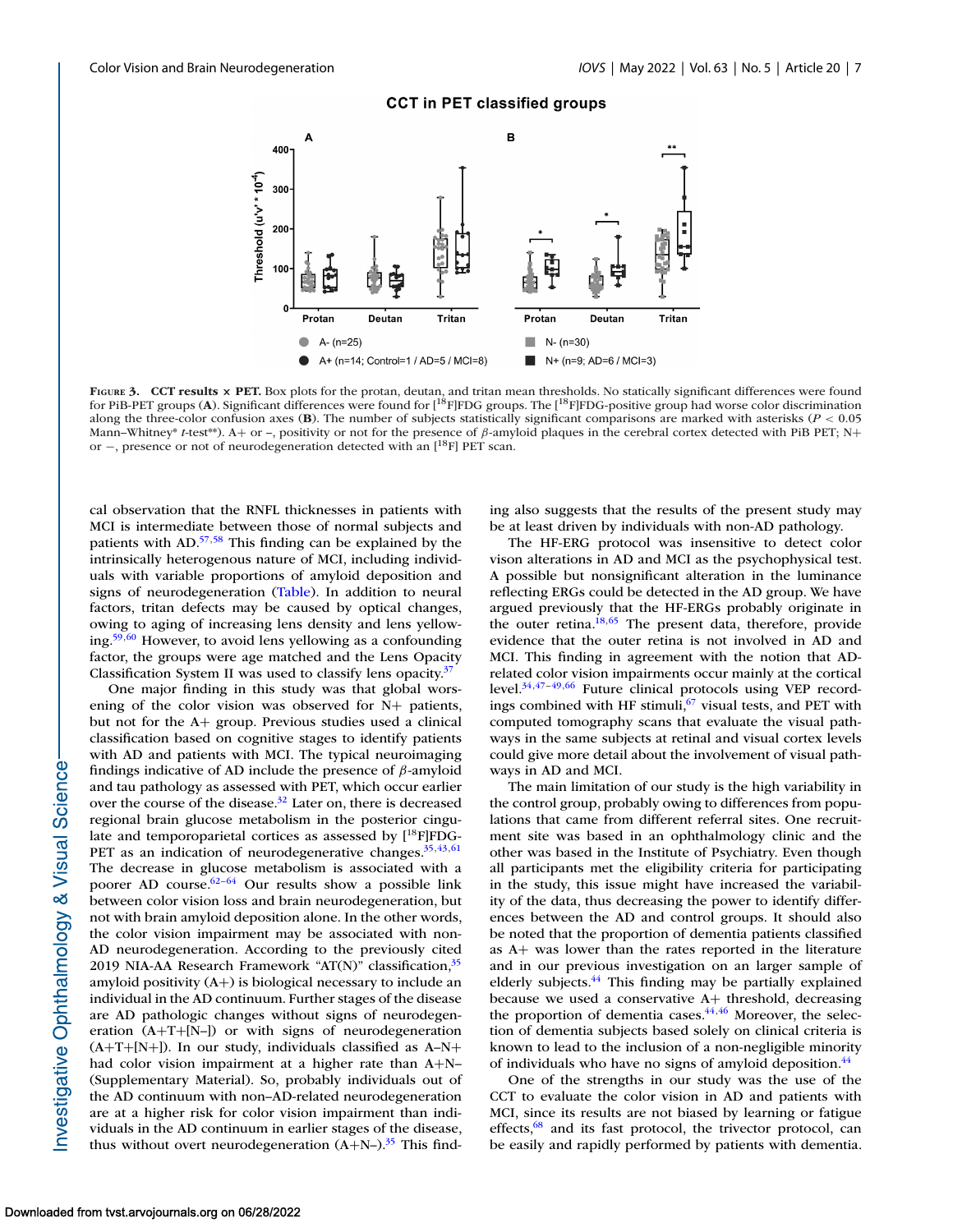**Figure 3.** **CCT results × PET.** Box plots for the protan, deutan, and tritan mean thresholds. No statically significant differences were found for PiB-PET groups (**A**). Significant differences were found for [$^{18}$F]FDG groups. The [$^{18}$F]FDG-positive group had worse color discrimination along the three-color confusion axes (**B**). The number of subjects statistically significant comparisons are marked with asterisks ($P < 0.05$ Mann–Whitney* *t*-test**). A+ or −, positivity or not for the presence of *β*-amyloid plaques in the cerebral cortex detected with PiB PET; N+ or −, presence or not of neurodegeneration detected with an [$^{18}$F] PET scan.

cal observation that the RNFL thicknesses in patients with MCI is intermediate between those of normal subjects and patients with AD.[57,58] This finding can be explained by the intrinsically heterogeneous nature of MCI, including individuals with variable proportions of amyloid deposition and signs of neurodegeneration (Table). In addition to neural factors, tritan defects may be caused by optical changes, owing to aging of increasing lens density and lens yellowing.[59,60] However, to avoid lens yellowing as a confounding factor, the groups were age matched and the Lens Opacity Classification System II was used to classify lens opacity.[37]

One major finding in this study was that global worsening of the color vision was observed for N+ patients, but not for the A+ group. Previous studies used a clinical classification based on cognitive stages to identify patients with AD and patients with MCI. The typical neuroimaging findings indicative of AD include the presence of *β*-amyloid and tau pathology as assessed with PET, which occur earlier over the course of the disease.[32] Later on, there is decreased regional brain glucose metabolism in the posterior cingulate and temporoparietal cortices as assessed by [$^{18}$F]FDG-PET as an indication of neurodegenerative changes.[35,43,61] The decrease in glucose metabolism is associated with a poorer AD course.[62–64] Our results show a possible link between color vision loss and brain neurodegeneration, but not with brain amyloid deposition alone. In the other words, the color vision impairment may be associated with non-AD neurodegeneration. According to the previously cited 2019 NIA-AA Research Framework "AT(N)" classification,[35] amyloid positivity (A+) is biological necessary to include an individual in the AD continuum. Further stages of the disease are AD pathologic changes without signs of neurodegeneration (A+T+[N–]) or with signs of neurodegeneration (A+T+[N+]). In our study, individuals classified as A–N+ had color vision impairment at a higher rate than A+N– (Supplementary Material). So, probably individuals out of the AD continuum with non–AD-related neurodegeneration are at a higher risk for color vision impairment than individuals in the AD continuum in earlier stages of the disease, thus without overt neurodegeneration (A+N–).[35] This finding also suggests that the results of the present study may be at least driven by individuals with non-AD pathology.

The HF-ERG protocol was insensitive to detect color vison alterations in AD and MCI as the psychophysical test. A possible but nonsignificant alteration in the luminance reflecting ERGs could be detected in the AD group. We have argued previously that the HF-ERGs probably originate in the outer retina.[18,65] The present data, therefore, provide evidence that the outer retina is not involved in AD and MCI. This finding in agreement with the notion that AD-related color vision impairments occur mainly at the cortical level.[34,47–49,66] Future clinical protocols using VEP recordings combined with HF stimuli,[67] visual tests, and PET with computed tomography scans that evaluate the visual pathways in the same subjects at retinal and visual cortex levels could give more detail about the involvement of visual pathways in AD and MCI.

The main limitation of our study is the high variability in the control group, probably owing to differences from populations that came from different referral sites. One recruitment site was based in an ophthalmology clinic and the other was based in the Institute of Psychiatry. Even though all participants met the eligibility criteria for participating in the study, this issue might have increased the variability of the data, thus decreasing the power to identify differences between the AD and control groups. It should also be noted that the proportion of dementia patients classified as A+ was lower than the rates reported in the literature and in our previous investigation on an larger sample of elderly subjects.[44] This finding may be partially explained because we used a conservative A+ threshold, decreasing the proportion of dementia cases.[44,46] Moreover, the selection of dementia subjects based solely on clinical criteria is known to lead to the inclusion of a non-negligible minority of individuals who have no signs of amyloid deposition.[44]

One of the strengths in our study was the use of the CCT to evaluate the color vision in AD and patients with MCI, since its results are not biased by learning or fatigue effects,[68] and its fast protocol, the trivector protocol, can be easily and rapidly performed by patients with dementia.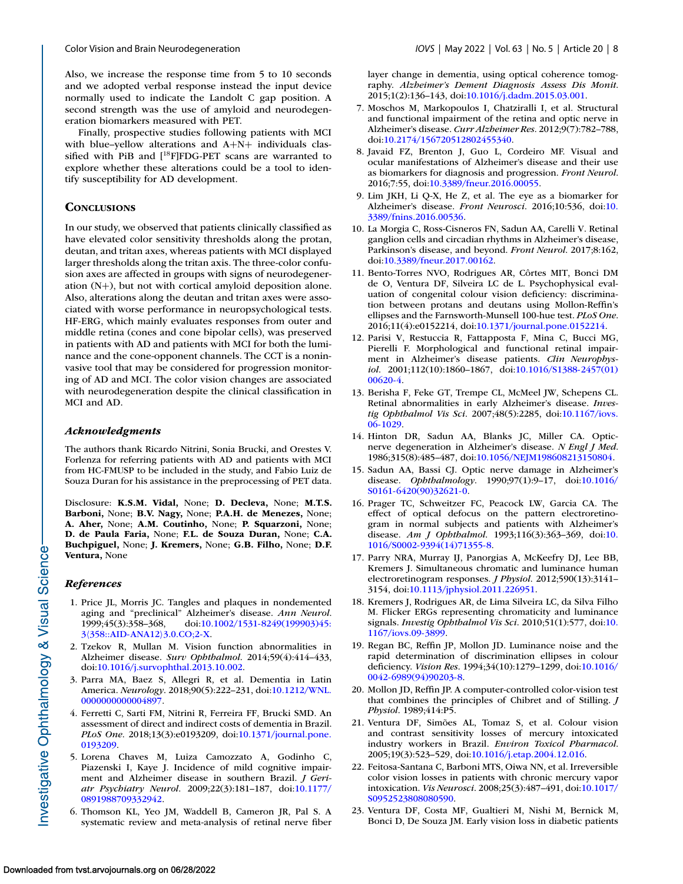Also, we increase the response time from 5 to 10 seconds and we adopted verbal response instead the input device normally used to indicate the Landolt C gap position. A second strength was the use of amyloid and neurodegeneration biomarkers measured with PET.

Finally, prospective studies following patients with MCI with blue–yellow alterations and A+N+ individuals classified with PiB and [$^{18}$F]FDG-PET scans are warranted to explore whether these alterations could be a tool to identify susceptibility for AD development.

## Conclusions

In our study, we observed that patients clinically classified as have elevated color sensitivity thresholds along the protan, deutan, and tritan axes, whereas patients with MCI displayed larger thresholds along the tritan axis. The three-color confusion axes are affected in groups with signs of neurodegeneration (N+), but not with cortical amyloid deposition alone. Also, alterations along the deutan and tritan axes were associated with worse performance in neuropsychological tests. HF-ERG, which mainly evaluates responses from outer and middle retina (cones and cone bipolar cells), was preserved in patients with AD and patients with MCI for both the luminance and the cone-opponent channels. The CCT is a noninvasive tool that may be considered for progression monitoring of AD and MCI. The color vision changes are associated with neurodegeneration despite the clinical classification in MCI and AD.

### *Acknowledgments*

The authors thank Ricardo Nitrini, Sonia Brucki, and Orestes V. Forlenza for referring patients with AD and patients with MCI from HC-FMUSP to be included in the study, and Fabio Luiz de Souza Duran for his assistance in the preprocessing of PET data.

Disclosure: **K.S.M. Vidal,** None; **D. Decleva,** None; **M.T.S. Barboni,** None; **B.V. Nagy,** None; **P.A.H. de Menezes,** None; **A. Aher,** None; **A.M. Coutinho,** None; **P. Squarzoni,** None; **D. de Paula Faria,** None; **F.L. de Souza Duran,** None; **C.A. Buchpiguel,** None; **J. Kremers,** None; **G.B. Filho,** None; **D.F. Ventura,** None

### *References*

1. Price JL, Morris JC. Tangles and plaques in nondemented aging and "preclinical" Alzheimer's disease. *Ann Neurol*. 1999;45(3):358–368, doi:10.1002/1531-8249(199903)45:3⟨358::AID-ANA12⟩3.0.CO;2-X.
2. Tzekov R, Mullan M. Vision function abnormalities in Alzheimer disease. *Surv Ophthalmol*. 2014;59(4):414–433, doi:10.1016/j.survophthal.2013.10.002.
3. Parra MA, Baez S, Allegri R, et al. Dementia in Latin America. *Neurology*. 2018;90(5):222–231, doi:10.1212/WNL.0000000000004897.
4. Ferretti C, Sarti FM, Nitrini R, Ferreira FF, Brucki SMD. An assessment of direct and indirect costs of dementia in Brazil. *PLoS One*. 2018;13(3):e0193209, doi:10.1371/journal.pone.0193209.
5. Lorena Chaves M, Luiza Camozzato A, Godinho C, Piazenski I, Kaye J. Incidence of mild cognitive impairment and Alzheimer disease in southern Brazil. *J Geriatr Psychiatry Neurol*. 2009;22(3):181–187, doi:10.1177/0891988709332942.
6. Thomson KL, Yeo JM, Waddell B, Cameron JR, Pal S. A systematic review and meta-analysis of retinal nerve fiber layer change in dementia, using optical coherence tomography. *Alzheimer's Dement Diagnosis Assess Dis Monit*. 2015;1(2):136–143, doi:10.1016/j.dadm.2015.03.001.
7. Moschos M, Markopoulos I, Chatziralli I, et al. Structural and functional impairment of the retina and optic nerve in Alzheimer's disease. *Curr Alzheimer Res*. 2012;9(7):782–788, doi:10.2174/156720512802455340.
8. Javaid FZ, Brenton J, Guo L, Cordeiro MF. Visual and ocular manifestations of Alzheimer's disease and their use as biomarkers for diagnosis and progression. *Front Neurol*. 2016;7:55, doi:10.3389/fneur.2016.00055.
9. Lim JKH, Li Q-X, He Z, et al. The eye as a biomarker for Alzheimer's disease. *Front Neurosci*. 2016;10:536, doi:10.3389/fnins.2016.00536.
10. La Morgia C, Ross-Cisneros FN, Sadun AA, Carelli V. Retinal ganglion cells and circadian rhythms in Alzheimer's disease, Parkinson's disease, and beyond. *Front Neurol*. 2017;8:162, doi:10.3389/fneur.2017.00162.
11. Bento-Torres NVO, Rodrigues AR, Côrtes MIT, Bonci DM de O, Ventura DF, Silveira LC de L. Psychophysical evaluation of congenital colour vision deficiency: discrimination between protans and deutans using Mollon-Reffin's ellipses and the Farnsworth-Munsell 100-hue test. *PLoS One*. 2016;11(4):e0152214, doi:10.1371/journal.pone.0152214.
12. Parisi V, Restuccia R, Fattapposta F, Mina C, Bucci MG, Pierelli F. Morphological and functional retinal impairment in Alzheimer's disease patients. *Clin Neurophysiol*. 2001;112(10):1860–1867, doi:10.1016/S1388-2457(01)00620-4.
13. Berisha F, Feke GT, Trempe CL, McMeel JW, Schepens CL. Retinal abnormalities in early Alzheimer's disease. *Investig Ophthalmol Vis Sci*. 2007;48(5):2285, doi:10.1167/iovs.06-1029.
14. Hinton DR, Sadun AA, Blanks JC, Miller CA. Optic-nerve degeneration in Alzheimer's disease. *N Engl J Med*. 1986;315(8):485–487, doi:10.1056/NEJM198608213150804.
15. Sadun AA, Bassi CJ. Optic nerve damage in Alzheimer's disease. *Ophthalmology*. 1990;97(1):9–17, doi:10.1016/S0161-6420(90)32621-0.
16. Prager TC, Schweitzer FC, Peacock LW, Garcia CA. The effect of optical defocus on the pattern electroretinogram in normal subjects and patients with Alzheimer's disease. *Am J Ophthalmol*. 1993;116(3):363–369, doi:10.1016/S0002-9394(14)71355-8.
17. Parry NRA, Murray IJ, Panorgias A, McKeefry DJ, Lee BB, Kremers J. Simultaneous chromatic and luminance human electroretinogram responses. *J Physiol*. 2012;590(13):3141–3154, doi:10.1113/jphysiol.2011.226951.
18. Kremers J, Rodrigues AR, de Lima Silveira LC, da Silva Filho M. Flicker ERGs representing chromaticity and luminance signals. *Investig Ophthalmol Vis Sci*. 2010;51(1):577, doi:10.1167/iovs.09-3899.
19. Regan BC, Reffin JP, Mollon JD. Luminance noise and the rapid determination of discrimination ellipses in colour deficiency. *Vision Res*. 1994;34(10):1279–1299, doi:10.1016/0042-6989(94)90203-8.
20. Mollon JD, Reffin JP. A computer-controlled color-vision test that combines the principles of Chibret and of Stilling. *J Physiol*. 1989;414:P5.
21. Ventura DF, Simões AL, Tomaz S, et al. Colour vision and contrast sensitivity losses of mercury intoxicated industry workers in Brazil. *Environ Toxicol Pharmacol*. 2005;19(3):523–529, doi:10.1016/j.etap.2004.12.016.
22. Feitosa-Santana C, Barboni MTS, Oiwa NN, et al. Irreversible color vision losses in patients with chronic mercury vapor intoxication. *Vis Neurosci*. 2008;25(3):487–491, doi:10.1017/S0952523808080590.
23. Ventura DF, Costa MF, Gualtieri M, Nishi M, Bernick M, Bonci D, De Souza JM. Early vision loss in diabetic patients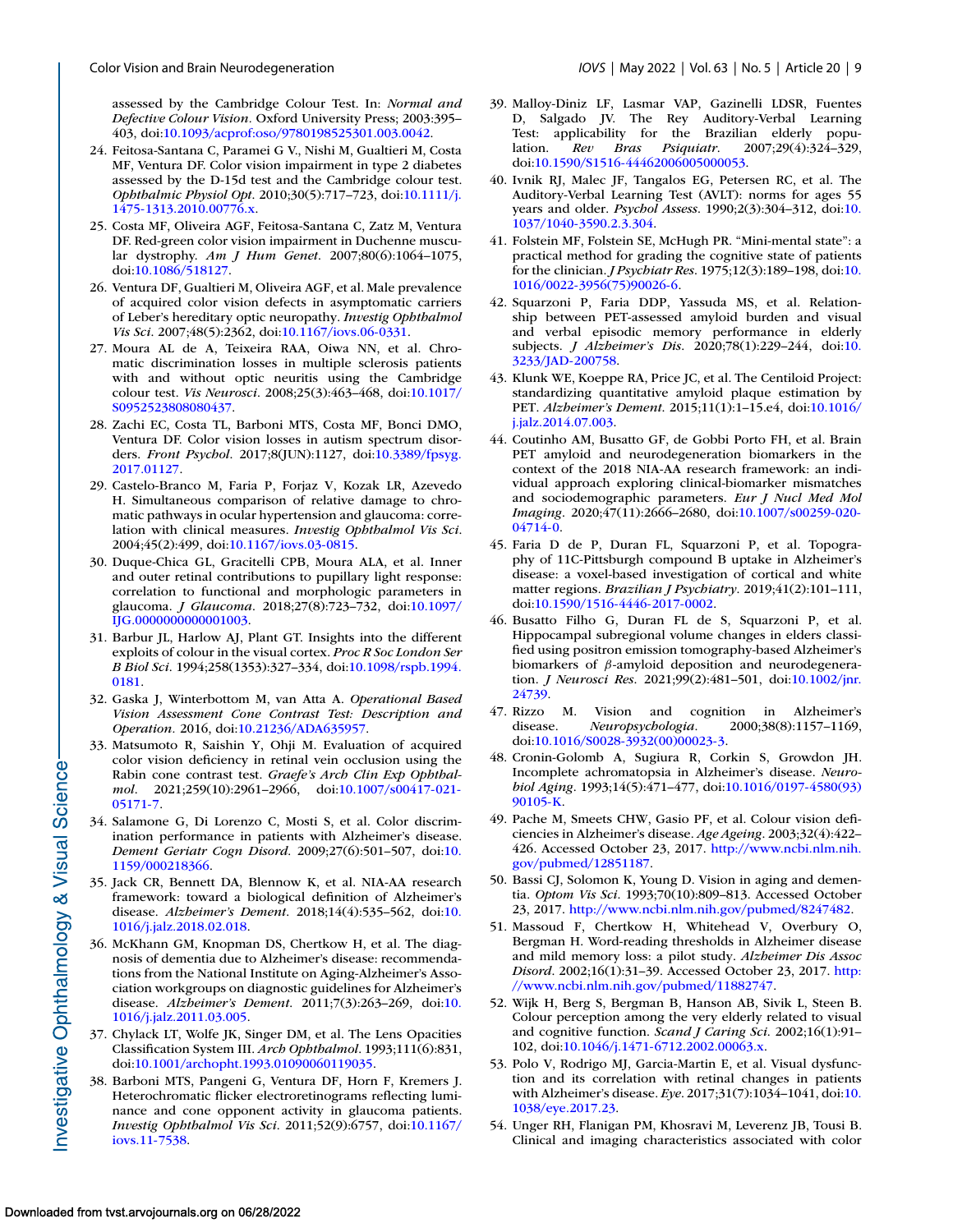assessed by the Cambridge Colour Test. In: *Normal and Defective Colour Vision*. Oxford University Press; 2003:395–403, doi:10.1093/acprof:oso/9780198525301.003.0042.

24. Feitosa-Santana C, Paramei G V., Nishi M, Gualtieri M, Costa MF, Ventura DF. Color vision impairment in type 2 diabetes assessed by the D-15d test and the Cambridge colour test. *Ophthalmic Physiol Opt*. 2010;30(5):717–723, doi:10.1111/j.1475-1313.2010.00776.x.
25. Costa MF, Oliveira AGF, Feitosa-Santana C, Zatz M, Ventura DF. Red-green color vision impairment in Duchenne muscular dystrophy. *Am J Hum Genet*. 2007;80(6):1064–1075, doi:10.1086/518127.
26. Ventura DF, Gualtieri M, Oliveira AGF, et al. Male prevalence of acquired color vision defects in asymptomatic carriers of Leber's hereditary optic neuropathy. *Investig Ophthalmol Vis Sci*. 2007;48(5):2362, doi:10.1167/iovs.06-0331.
27. Moura AL de A, Teixeira RAA, Oiwa NN, et al. Chromatic discrimination losses in multiple sclerosis patients with and without optic neuritis using the Cambridge colour test. *Vis Neurosci*. 2008;25(3):463–468, doi:10.1017/S0952523808080437.
28. Zachi EC, Costa TL, Barboni MTS, Costa MF, Bonci DMO, Ventura DF. Color vision losses in autism spectrum disorders. *Front Psychol*. 2017;8(JUN):1127, doi:10.3389/fpsyg.2017.01127.
29. Castelo-Branco M, Faria P, Forjaz V, Kozak LR, Azevedo H. Simultaneous comparison of relative damage to chromatic pathways in ocular hypertension and glaucoma: correlation with clinical measures. *Investig Ophthalmol Vis Sci*. 2004;45(2):499, doi:10.1167/iovs.03-0815.
30. Duque-Chica GL, Gracitelli CPB, Moura ALA, et al. Inner and outer retinal contributions to pupillary light response: correlation to functional and morphologic parameters in glaucoma. *J Glaucoma*. 2018;27(8):723–732, doi:10.1097/IJG.0000000000001003.
31. Barbur JL, Harlow AJ, Plant GT. Insights into the different exploits of colour in the visual cortex. *Proc R Soc London Ser B Biol Sci*. 1994;258(1353):327–334, doi:10.1098/rspb.1994.0181.
32. Gaska J, Winterbottom M, van Atta A. *Operational Based Vision Assessment Cone Contrast Test: Description and Operation*. 2016, doi:10.21236/ADA635957.
33. Matsumoto R, Saishin Y, Ohji M. Evaluation of acquired color vision deficiency in retinal vein occlusion using the Rabin cone contrast test. *Graefe's Arch Clin Exp Ophthalmol*. 2021;259(10):2961–2966, doi:10.1007/s00417-021-05171-7.
34. Salamone G, Di Lorenzo C, Mosti S, et al. Color discrimination performance in patients with Alzheimer's disease. *Dement Geriatr Cogn Disord*. 2009;27(6):501–507, doi:10.1159/000218366.
35. Jack CR, Bennett DA, Blennow K, et al. NIA-AA research framework: toward a biological definition of Alzheimer's disease. *Alzheimer's Dement*. 2018;14(4):535–562, doi:10.1016/j.jalz.2018.02.018.
36. McKhann GM, Knopman DS, Chertkow H, et al. The diagnosis of dementia due to Alzheimer's disease: recommendations from the National Institute on Aging-Alzheimer's Association workgroups on diagnostic guidelines for Alzheimer's disease. *Alzheimer's Dement*. 2011;7(3):263–269, doi:10.1016/j.jalz.2011.03.005.
37. Chylack LT, Wolfe JK, Singer DM, et al. The Lens Opacities Classification System III. *Arch Ophthalmol*. 1993;111(6):831, doi:10.1001/archopht.1993.01090060119035.
38. Barboni MTS, Pangeni G, Ventura DF, Horn F, Kremers J. Heterochromatic flicker electroretinograms reflecting luminance and cone opponent activity in glaucoma patients. *Investig Ophthalmol Vis Sci*. 2011;52(9):6757, doi:10.1167/iovs.11-7538.
39. Malloy-Diniz LF, Lasmar VAP, Gazinelli LDSR, Fuentes D, Salgado JV. The Rey Auditory-Verbal Learning Test: applicability for the Brazilian elderly population. *Rev Bras Psiquiatr*. 2007;29(4):324–329, doi:10.1590/S1516-44462006005000053.
40. Ivnik RJ, Malec JF, Tangalos EG, Petersen RC, et al. The Auditory-Verbal Learning Test (AVLT): norms for ages 55 years and older. *Psychol Assess*. 1990;2(3):304–312, doi:10.1037/1040-3590.2.3.304.
41. Folstein MF, Folstein SE, McHugh PR. "Mini-mental state": a practical method for grading the cognitive state of patients for the clinician. *J Psychiatr Res*. 1975;12(3):189–198, doi:10.1016/0022-3956(75)90026-6.
42. Squarzoni P, Faria DDP, Yassuda MS, et al. Relationship between PET-assessed amyloid burden and visual and verbal episodic memory performance in elderly subjects. *J Alzheimer's Dis*. 2020;78(1):229–244, doi:10.3233/JAD-200758.
43. Klunk WE, Koeppe RA, Price JC, et al. The Centiloid Project: standardizing quantitative amyloid plaque estimation by PET. *Alzheimer's Dement*. 2015;11(1):1–15.e4, doi:10.1016/j.jalz.2014.07.003.
44. Coutinho AM, Busatto GF, de Gobbi Porto FH, et al. Brain PET amyloid and neurodegeneration biomarkers in the context of the 2018 NIA-AA research framework: an individual approach exploring clinical-biomarker mismatches and sociodemographic parameters. *Eur J Nucl Med Mol Imaging*. 2020;47(11):2666–2680, doi:10.1007/s00259-020-04714-0.
45. Faria D de P, Duran FL, Squarzoni P, et al. Topography of 11C-Pittsburgh compound B uptake in Alzheimer's disease: a voxel-based investigation of cortical and white matter regions. *Brazilian J Psychiatry*. 2019;41(2):101–111, doi:10.1590/1516-4446-2017-0002.
46. Busatto Filho G, Duran FL de S, Squarzoni P, et al. Hippocampal subregional volume changes in elders classified using positron emission tomography-based Alzheimer's biomarkers of $\beta$-amyloid deposition and neurodegeneration. *J Neurosci Res*. 2021;99(2):481–501, doi:10.1002/jnr.24739.
47. Rizzo M. Vision and cognition in Alzheimer's disease. *Neuropsychologia*. 2000;38(8):1157–1169, doi:10.1016/S0028-3932(00)00023-3.
48. Cronin-Golomb A, Sugiura R, Corkin S, Growdon JH. Incomplete achromatopsia in Alzheimer's disease. *Neurobiol Aging*. 1993;14(5):471–477, doi:10.1016/0197-4580(93)90105-K.
49. Pache M, Smeets CHW, Gasio PF, et al. Colour vision deficiencies in Alzheimer's disease. *Age Ageing*. 2003;32(4):422–426. Accessed October 23, 2017. http://www.ncbi.nlm.nih.gov/pubmed/12851187.
50. Bassi CJ, Solomon K, Young D. Vision in aging and dementia. *Optom Vis Sci*. 1993;70(10):809–813. Accessed October 23, 2017. http://www.ncbi.nlm.nih.gov/pubmed/8247482.
51. Massoud F, Chertkow H, Whitehead V, Overbury O, Bergman H. Word-reading thresholds in Alzheimer disease and mild memory loss: a pilot study. *Alzheimer Dis Assoc Disord*. 2002;16(1):31–39. Accessed October 23, 2017. http://www.ncbi.nlm.nih.gov/pubmed/11882747.
52. Wijk H, Berg S, Bergman B, Hanson AB, Sivik L, Steen B. Colour perception among the very elderly related to visual and cognitive function. *Scand J Caring Sci*. 2002;16(1):91–102, doi:10.1046/j.1471-6712.2002.00063.x.
53. Polo V, Rodrigo MJ, Garcia-Martin E, et al. Visual dysfunction and its correlation with retinal changes in patients with Alzheimer's disease. *Eye*. 2017;31(7):1034–1041, doi:10.1038/eye.2017.23.
54. Unger RH, Flanigan PM, Khosravi M, Leverenz JB, Tousi B. Clinical and imaging characteristics associated with color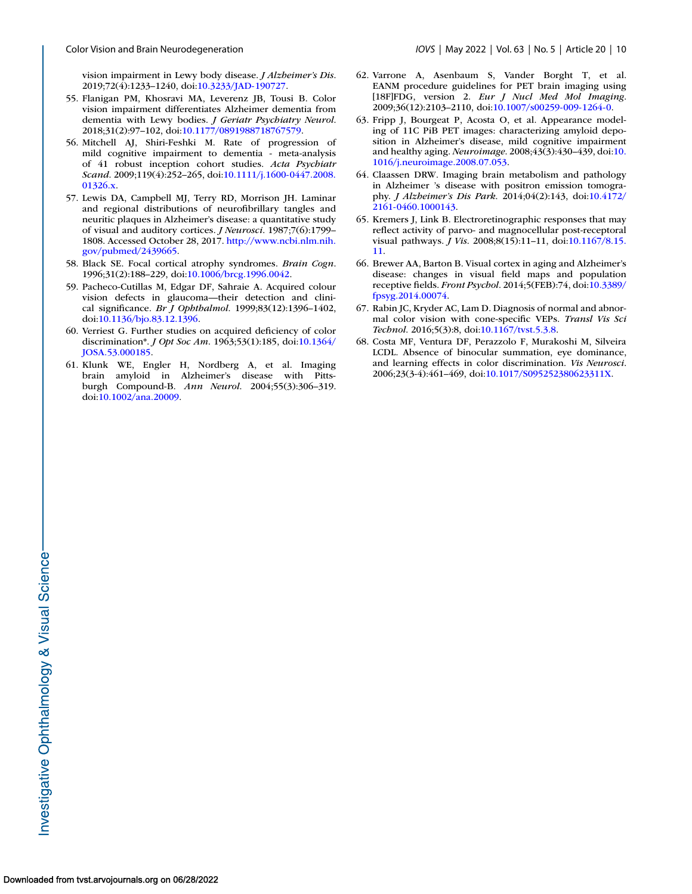vision impairment in Lewy body disease. *J Alzheimer's Dis*. 2019;72(4):1233–1240, doi:10.3233/JAD-190727.

55. Flanigan PM, Khosravi MA, Leverenz JB, Tousi B. Color vision impairment differentiates Alzheimer dementia from dementia with Lewy bodies. *J Geriatr Psychiatry Neurol*. 2018;31(2):97–102, doi:10.1177/0891988718767579.
56. Mitchell AJ, Shiri-Feshki M. Rate of progression of mild cognitive impairment to dementia - meta-analysis of 41 robust inception cohort studies. *Acta Psychiatr Scand*. 2009;119(4):252–265, doi:10.1111/j.1600-0447.2008.01326.x.
57. Lewis DA, Campbell MJ, Terry RD, Morrison JH. Laminar and regional distributions of neurofibrillary tangles and neuritic plaques in Alzheimer's disease: a quantitative study of visual and auditory cortices. *J Neurosci*. 1987;7(6):1799–1808. Accessed October 28, 2017. http://www.ncbi.nlm.nih.gov/pubmed/2439665.
58. Black SE. Focal cortical atrophy syndromes. *Brain Cogn*. 1996;31(2):188–229, doi:10.1006/brcg.1996.0042.
59. Pacheco-Cutillas M, Edgar DF, Sahraie A. Acquired colour vision defects in glaucoma—their detection and clinical significance. *Br J Ophthalmol*. 1999;83(12):1396–1402, doi:10.1136/bjo.83.12.1396.
60. Verriest G. Further studies on acquired deficiency of color discrimination*. *J Opt Soc Am*. 1963;53(1):185, doi:10.1364/JOSA.53.000185.
61. Klunk WE, Engler H, Nordberg A, et al. Imaging brain amyloid in Alzheimer's disease with Pittsburgh Compound-B. *Ann Neurol*. 2004;55(3):306–319. doi:10.1002/ana.20009.
62. Varrone A, Asenbaum S, Vander Borght T, et al. EANM procedure guidelines for PET brain imaging using [18F]FDG, version 2. *Eur J Nucl Med Mol Imaging*. 2009;36(12):2103–2110, doi:10.1007/s00259-009-1264-0.
63. Fripp J, Bourgeat P, Acosta O, et al. Appearance modeling of 11C PiB PET images: characterizing amyloid deposition in Alzheimer's disease, mild cognitive impairment and healthy aging. *Neuroimage*. 2008;43(3):430–439, doi:10.1016/j.neuroimage.2008.07.053.
64. Claassen DRW. Imaging brain metabolism and pathology in Alzheimer 's disease with positron emission tomography. *J Alzheimer's Dis Park*. 2014;04(2):143, doi:10.4172/2161-0460.1000143.
65. Kremers J, Link B. Electroretinographic responses that may reflect activity of parvo- and magnocellular post-receptoral visual pathways. *J Vis*. 2008;8(15):11–11, doi:10.1167/8.15.11.
66. Brewer AA, Barton B. Visual cortex in aging and Alzheimer's disease: changes in visual field maps and population receptive fields. *Front Psychol*. 2014;5(FEB):74, doi:10.3389/fpsyg.2014.00074.
67. Rabin JC, Kryder AC, Lam D. Diagnosis of normal and abnormal color vision with cone-specific VEPs. *Transl Vis Sci Technol*. 2016;5(3):8, doi:10.1167/tvst.5.3.8.
68. Costa MF, Ventura DF, Perazzolo F, Murakoshi M, Silveira LCDL. Absence of binocular summation, eye dominance, and learning effects in color discrimination. *Vis Neurosci*. 2006;23(3-4):461–469, doi:10.1017/S095252380623311X.